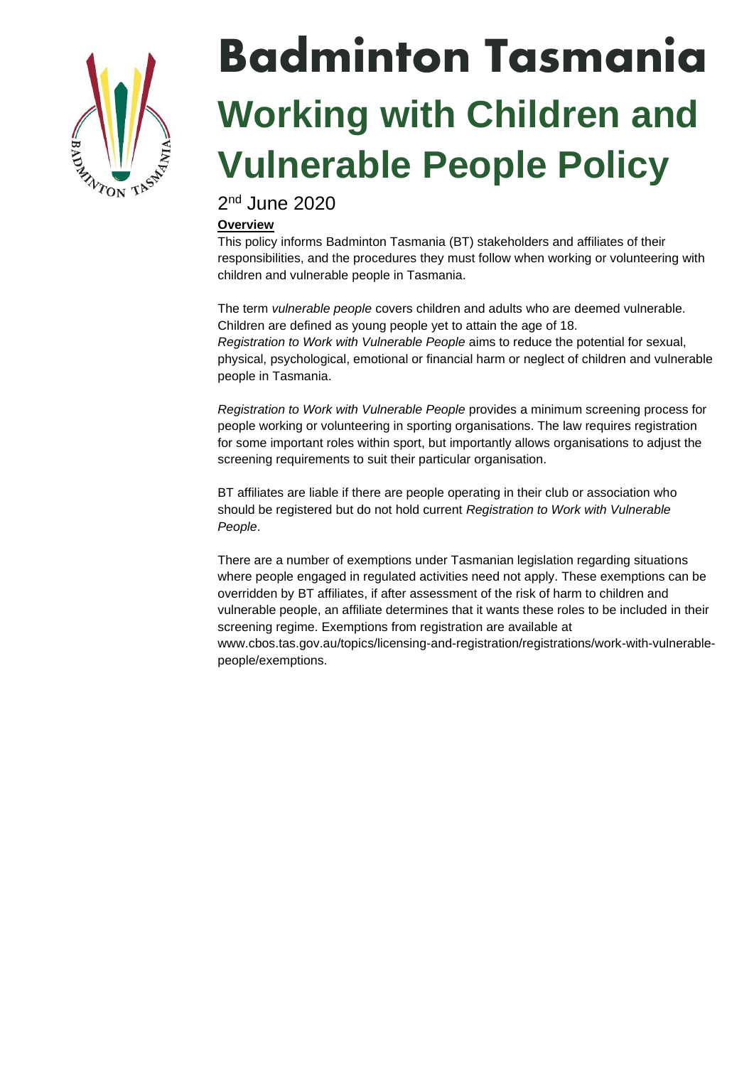# Badminton Tasmania

# Working with Children and Vulnerable People Policy

2nd June 2020

**Overview**

This policy informs Badminton Tasmania (BT) stakeholders and affiliates of their responsibilities, and the procedures they must follow when working or volunteering with children and vulnerable people in Tasmania.

The term *vulnerable people* covers children and adults who are deemed vulnerable. Children are defined as young people yet to attain the age of 18.
*Registration to Work with Vulnerable People* aims to reduce the potential for sexual, physical, psychological, emotional or financial harm or neglect of children and vulnerable people in Tasmania.

*Registration to Work with Vulnerable People* provides a minimum screening process for people working or volunteering in sporting organisations. The law requires registration for some important roles within sport, but importantly allows organisations to adjust the screening requirements to suit their particular organisation.

BT affiliates are liable if there are people operating in their club or association who should be registered but do not hold current *Registration to Work with Vulnerable People*.

There are a number of exemptions under Tasmanian legislation regarding situations where people engaged in regulated activities need not apply. These exemptions can be overridden by BT affiliates, if after assessment of the risk of harm to children and vulnerable people, an affiliate determines that it wants these roles to be included in their screening regime. Exemptions from registration are available at www.cbos.tas.gov.au/topics/licensing-and-registration/registrations/work-with-vulnerable-people/exemptions.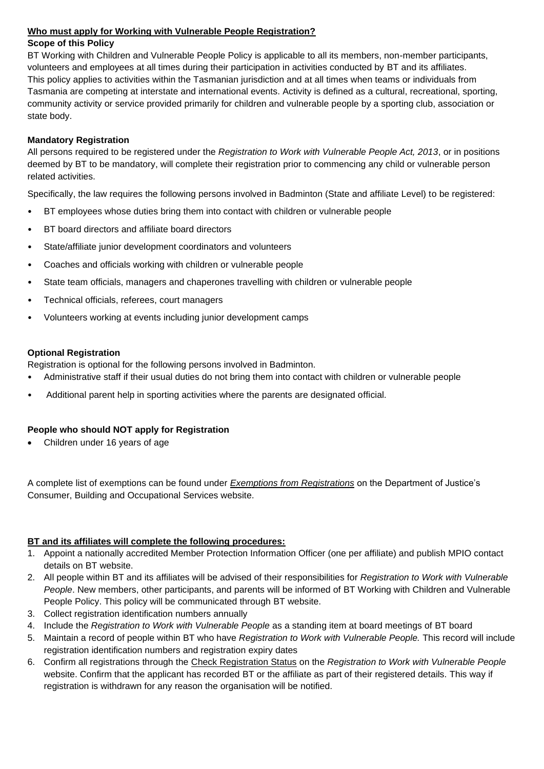**Who must apply for Working with Vulnerable People Registration?**

**Scope of this Policy**

BT Working with Children and Vulnerable People Policy is applicable to all its members, non-member participants, volunteers and employees at all times during their participation in activities conducted by BT and its affiliates. This policy applies to activities within the Tasmanian jurisdiction and at all times when teams or individuals from Tasmania are competing at interstate and international events. Activity is defined as a cultural, recreational, sporting, community activity or service provided primarily for children and vulnerable people by a sporting club, association or state body.

**Mandatory Registration**

All persons required to be registered under the *Registration to Work with Vulnerable People Act, 2013*, or in positions deemed by BT to be mandatory, will complete their registration prior to commencing any child or vulnerable person related activities.

Specifically, the law requires the following persons involved in Badminton (State and affiliate Level) to be registered:

- BT employees whose duties bring them into contact with children or vulnerable people
- BT board directors and affiliate board directors
- State/affiliate junior development coordinators and volunteers
- Coaches and officials working with children or vulnerable people
- State team officials, managers and chaperones travelling with children or vulnerable people
- Technical officials, referees, court managers
- Volunteers working at events including junior development camps

**Optional Registration**

Registration is optional for the following persons involved in Badminton.

- Administrative staff if their usual duties do not bring them into contact with children or vulnerable people
- Additional parent help in sporting activities where the parents are designated official.

**People who should NOT apply for Registration**

- Children under 16 years of age

A complete list of exemptions can be found under *Exemptions from Registrations* on the Department of Justice's Consumer, Building and Occupational Services website.

**BT and its affiliates will complete the following procedures:**

1. Appoint a nationally accredited Member Protection Information Officer (one per affiliate) and publish MPIO contact details on BT website.
2. All people within BT and its affiliates will be advised of their responsibilities for *Registration to Work with Vulnerable People*. New members, other participants, and parents will be informed of BT Working with Children and Vulnerable People Policy. This policy will be communicated through BT website.
3. Collect registration identification numbers annually
4. Include the *Registration to Work with Vulnerable People* as a standing item at board meetings of BT board
5. Maintain a record of people within BT who have *Registration to Work with Vulnerable People.* This record will include registration identification numbers and registration expiry dates
6. Confirm all registrations through the Check Registration Status on the *Registration to Work with Vulnerable People* website. Confirm that the applicant has recorded BT or the affiliate as part of their registered details. This way if registration is withdrawn for any reason the organisation will be notified.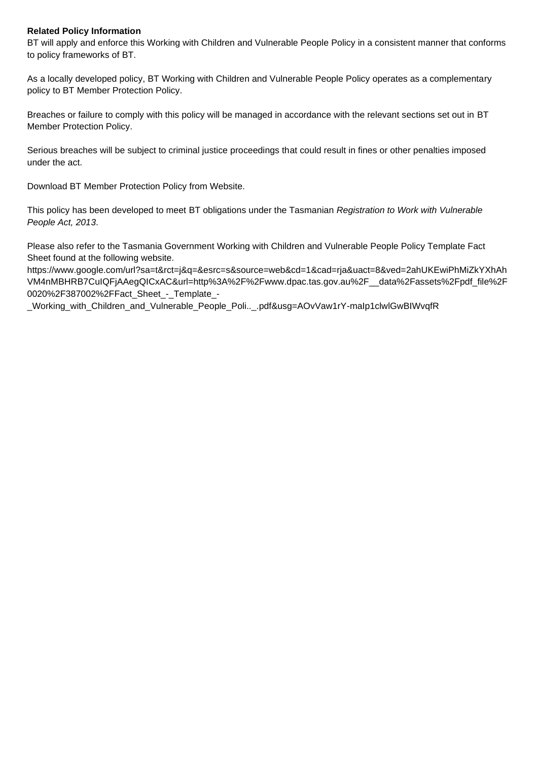**Related Policy Information**

BT will apply and enforce this Working with Children and Vulnerable People Policy in a consistent manner that conforms to policy frameworks of BT.

As a locally developed policy, BT Working with Children and Vulnerable People Policy operates as a complementary policy to BT Member Protection Policy.

Breaches or failure to comply with this policy will be managed in accordance with the relevant sections set out in BT Member Protection Policy.

Serious breaches will be subject to criminal justice proceedings that could result in fines or other penalties imposed under the act.

Download BT Member Protection Policy from Website.

This policy has been developed to meet BT obligations under the Tasmanian *Registration to Work with Vulnerable People Act, 2013*.

Please also refer to the Tasmania Government Working with Children and Vulnerable People Policy Template Fact Sheet found at the following website.
https://www.google.com/url?sa=t&rct=j&q=&esrc=s&source=web&cd=1&cad=rja&uact=8&ved=2ahUKEwiPhMiZkYXhAhVM4nMBHRB7CuIQFjAAegQICxAC&url=http%3A%2F%2Fwww.dpac.tas.gov.au%2F__data%2Fassets%2Fpdf_file%2F0020%2F387002%2FFact_Sheet_-_Template_-_Working_with_Children_and_Vulnerable_People_Poli.._.pdf&usg=AOvVaw1rY-maIp1clwlGwBIWvqfR